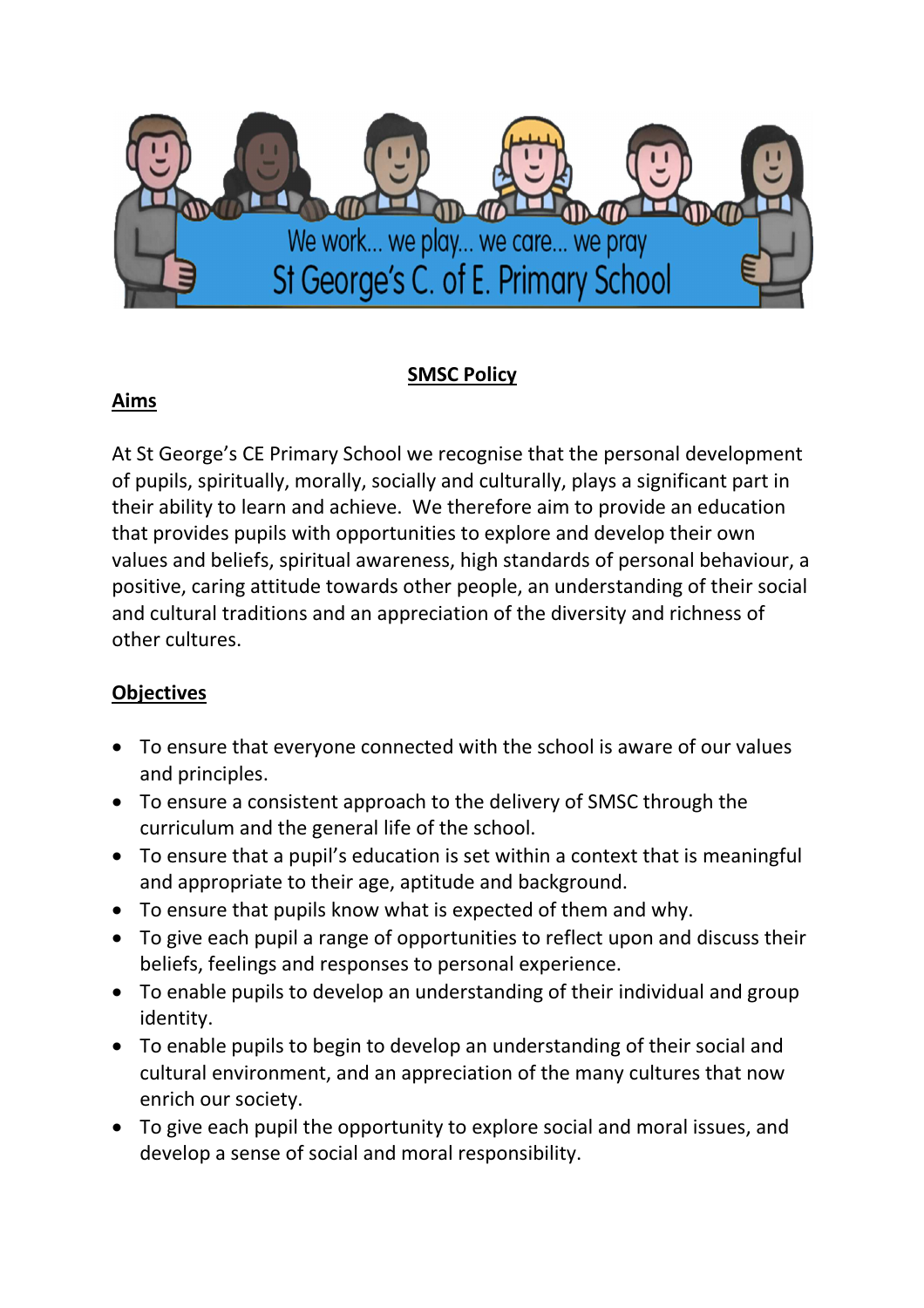We work... we play... we care... we pray
St George's C. of E. Primary School

# SMSC Policy

## Aims

At St George's CE Primary School we recognise that the personal development of pupils, spiritually, morally, socially and culturally, plays a significant part in their ability to learn and achieve. We therefore aim to provide an education that provides pupils with opportunities to explore and develop their own values and beliefs, spiritual awareness, high standards of personal behaviour, a positive, caring attitude towards other people, an understanding of their social and cultural traditions and an appreciation of the diversity and richness of other cultures.

## Objectives

- To ensure that everyone connected with the school is aware of our values and principles.
- To ensure a consistent approach to the delivery of SMSC through the curriculum and the general life of the school.
- To ensure that a pupil's education is set within a context that is meaningful and appropriate to their age, aptitude and background.
- To ensure that pupils know what is expected of them and why.
- To give each pupil a range of opportunities to reflect upon and discuss their beliefs, feelings and responses to personal experience.
- To enable pupils to develop an understanding of their individual and group identity.
- To enable pupils to begin to develop an understanding of their social and cultural environment, and an appreciation of the many cultures that now enrich our society.
- To give each pupil the opportunity to explore social and moral issues, and develop a sense of social and moral responsibility.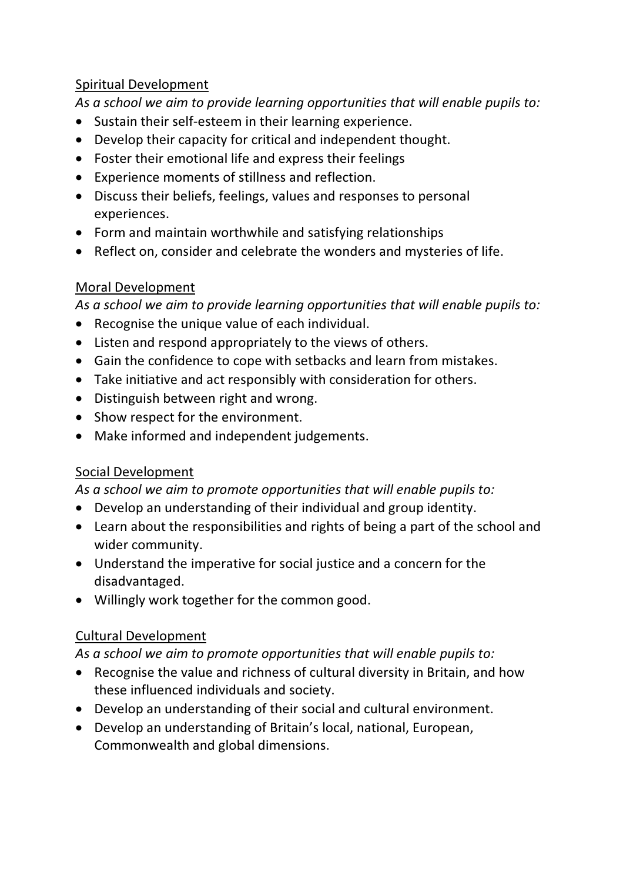Spiritual Development

*As a school we aim to provide learning opportunities that will enable pupils to:*

- Sustain their self-esteem in their learning experience.
- Develop their capacity for critical and independent thought.
- Foster their emotional life and express their feelings
- Experience moments of stillness and reflection.
- Discuss their beliefs, feelings, values and responses to personal experiences.
- Form and maintain worthwhile and satisfying relationships
- Reflect on, consider and celebrate the wonders and mysteries of life.

Moral Development

*As a school we aim to provide learning opportunities that will enable pupils to:*

- Recognise the unique value of each individual.
- Listen and respond appropriately to the views of others.
- Gain the confidence to cope with setbacks and learn from mistakes.
- Take initiative and act responsibly with consideration for others.
- Distinguish between right and wrong.
- Show respect for the environment.
- Make informed and independent judgements.

Social Development

*As a school we aim to promote opportunities that will enable pupils to:*

- Develop an understanding of their individual and group identity.
- Learn about the responsibilities and rights of being a part of the school and wider community.
- Understand the imperative for social justice and a concern for the disadvantaged.
- Willingly work together for the common good.

Cultural Development

*As a school we aim to promote opportunities that will enable pupils to:*

- Recognise the value and richness of cultural diversity in Britain, and how these influenced individuals and society.
- Develop an understanding of their social and cultural environment.
- Develop an understanding of Britain's local, national, European, Commonwealth and global dimensions.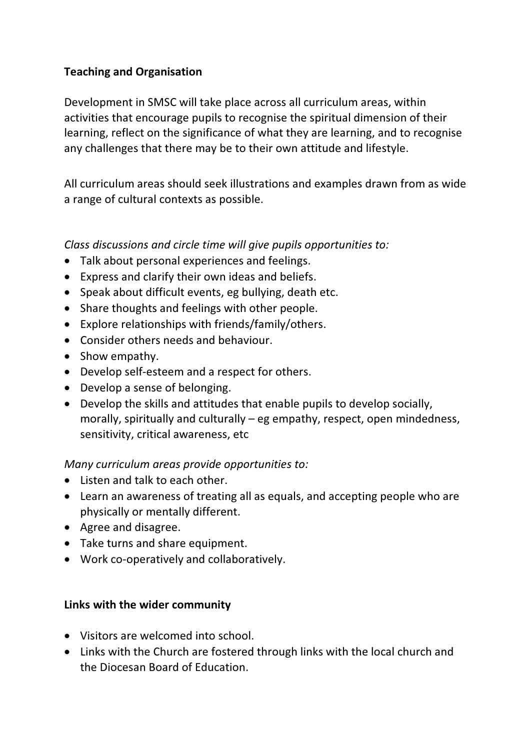**Teaching and Organisation**

Development in SMSC will take place across all curriculum areas, within activities that encourage pupils to recognise the spiritual dimension of their learning, reflect on the significance of what they are learning, and to recognise any challenges that there may be to their own attitude and lifestyle.

All curriculum areas should seek illustrations and examples drawn from as wide a range of cultural contexts as possible.

*Class discussions and circle time will give pupils opportunities to:*

- Talk about personal experiences and feelings.
- Express and clarify their own ideas and beliefs.
- Speak about difficult events, eg bullying, death etc.
- Share thoughts and feelings with other people.
- Explore relationships with friends/family/others.
- Consider others needs and behaviour.
- Show empathy.
- Develop self-esteem and a respect for others.
- Develop a sense of belonging.
- Develop the skills and attitudes that enable pupils to develop socially, morally, spiritually and culturally – eg empathy, respect, open mindedness, sensitivity, critical awareness, etc

*Many curriculum areas provide opportunities to:*

- Listen and talk to each other.
- Learn an awareness of treating all as equals, and accepting people who are physically or mentally different.
- Agree and disagree.
- Take turns and share equipment.
- Work co-operatively and collaboratively.

**Links with the wider community**

- Visitors are welcomed into school.
- Links with the Church are fostered through links with the local church and the Diocesan Board of Education.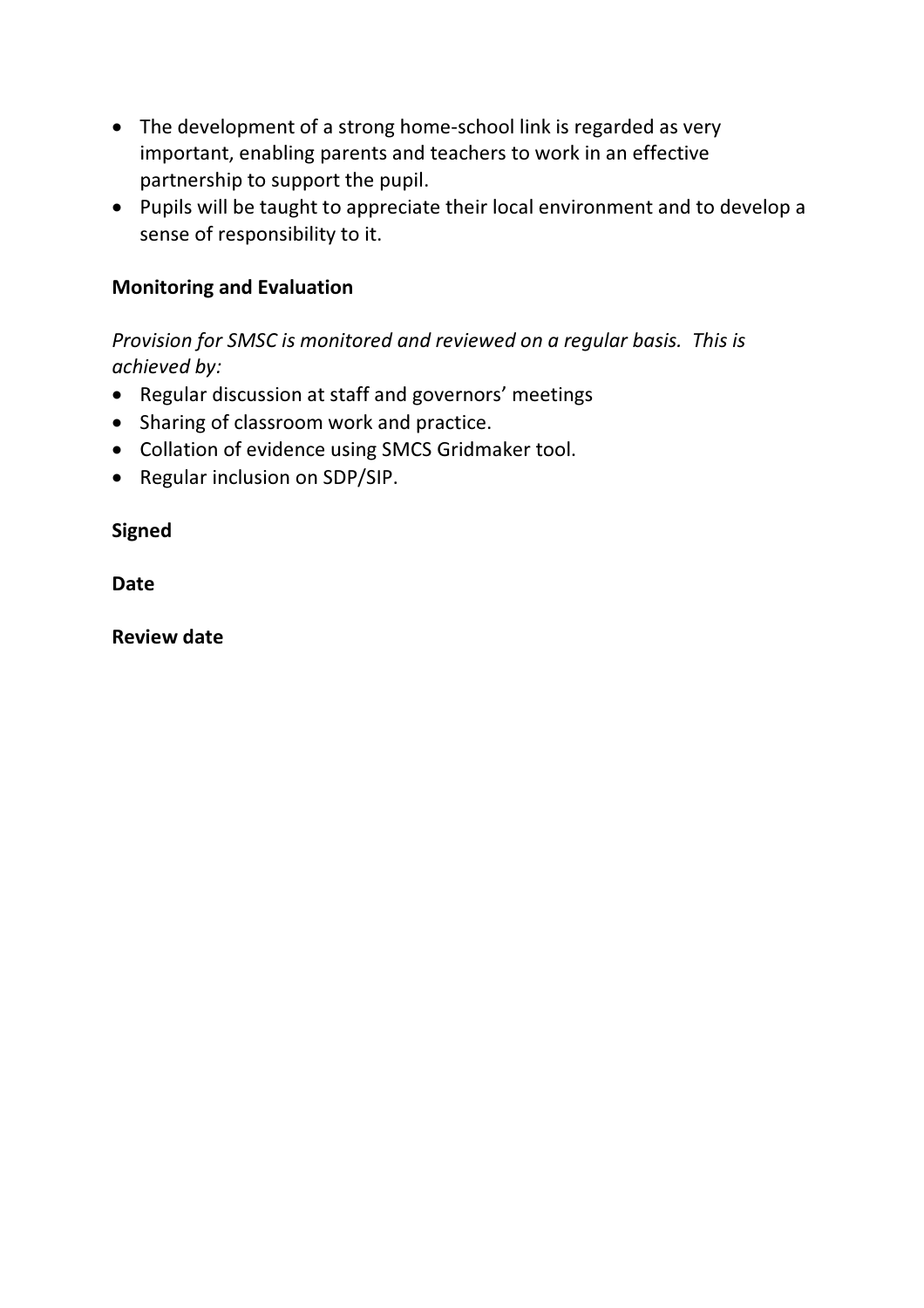- The development of a strong home-school link is regarded as very important, enabling parents and teachers to work in an effective partnership to support the pupil.
- Pupils will be taught to appreciate their local environment and to develop a sense of responsibility to it.

**Monitoring and Evaluation**

*Provision for SMSC is monitored and reviewed on a regular basis. This is achieved by:*

- Regular discussion at staff and governors' meetings
- Sharing of classroom work and practice.
- Collation of evidence using SMCS Gridmaker tool.
- Regular inclusion on SDP/SIP.

**Signed**

**Date**

**Review date**